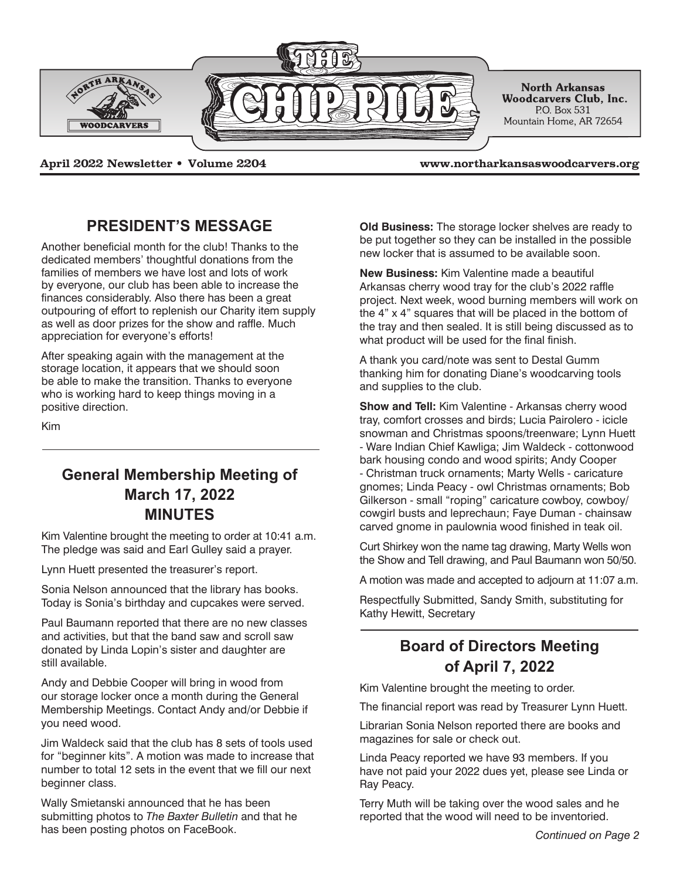# THE CHIP PILE

**North Arkansas Woodcarvers Club, Inc.**
P.O. Box 531
Mountain Home, AR 72654

**April 2022 Newsletter • Volume 2204** **www.northarkansaswoodcarvers.org**

## PRESIDENT'S MESSAGE

Another beneficial month for the club! Thanks to the dedicated members' thoughtful donations from the families of members we have lost and lots of work by everyone, our club has been able to increase the finances considerably. Also there has been a great outpouring of effort to replenish our Charity item supply as well as door prizes for the show and raffle. Much appreciation for everyone's efforts!

After speaking again with the management at the storage location, it appears that we should soon be able to make the transition. Thanks to everyone who is working hard to keep things moving in a positive direction.

Kim

## General Membership Meeting of March 17, 2022 MINUTES

Kim Valentine brought the meeting to order at 10:41 a.m. The pledge was said and Earl Gulley said a prayer.

Lynn Huett presented the treasurer's report.

Sonia Nelson announced that the library has books. Today is Sonia's birthday and cupcakes were served.

Paul Baumann reported that there are no new classes and activities, but that the band saw and scroll saw donated by Linda Lopin's sister and daughter are still available.

Andy and Debbie Cooper will bring in wood from our storage locker once a month during the General Membership Meetings. Contact Andy and/or Debbie if you need wood.

Jim Waldeck said that the club has 8 sets of tools used for "beginner kits". A motion was made to increase that number to total 12 sets in the event that we fill our next beginner class.

Wally Smietanski announced that he has been submitting photos to *The Baxter Bulletin* and that he has been posting photos on FaceBook.

**Old Business:** The storage locker shelves are ready to be put together so they can be installed in the possible new locker that is assumed to be available soon.

**New Business:** Kim Valentine made a beautiful Arkansas cherry wood tray for the club's 2022 raffle project. Next week, wood burning members will work on the 4" x 4" squares that will be placed in the bottom of the tray and then sealed. It is still being discussed as to what product will be used for the final finish.

A thank you card/note was sent to Destal Gumm thanking him for donating Diane's woodcarving tools and supplies to the club.

**Show and Tell:** Kim Valentine - Arkansas cherry wood tray, comfort crosses and birds; Lucia Pairolero - icicle snowman and Christmas spoons/treenware; Lynn Huett - Ware Indian Chief Kawliga; Jim Waldeck - cottonwood bark housing condo and wood spirits; Andy Cooper - Christman truck ornaments; Marty Wells - caricature gnomes; Linda Peacy - owl Christmas ornaments; Bob Gilkerson - small "roping" caricature cowboy, cowboy/cowgirl busts and leprechaun; Faye Duman - chainsaw carved gnome in paulownia wood finished in teak oil.

Curt Shirkey won the name tag drawing, Marty Wells won the Show and Tell drawing, and Paul Baumann won 50/50.

A motion was made and accepted to adjourn at 11:07 a.m.

Respectfully Submitted, Sandy Smith, substituting for Kathy Hewitt, Secretary

## Board of Directors Meeting of April 7, 2022

Kim Valentine brought the meeting to order.

The financial report was read by Treasurer Lynn Huett.

Librarian Sonia Nelson reported there are books and magazines for sale or check out.

Linda Peacy reported we have 93 members. If you have not paid your 2022 dues yet, please see Linda or Ray Peacy.

Terry Muth will be taking over the wood sales and he reported that the wood will need to be inventoried.

*Continued on Page 2*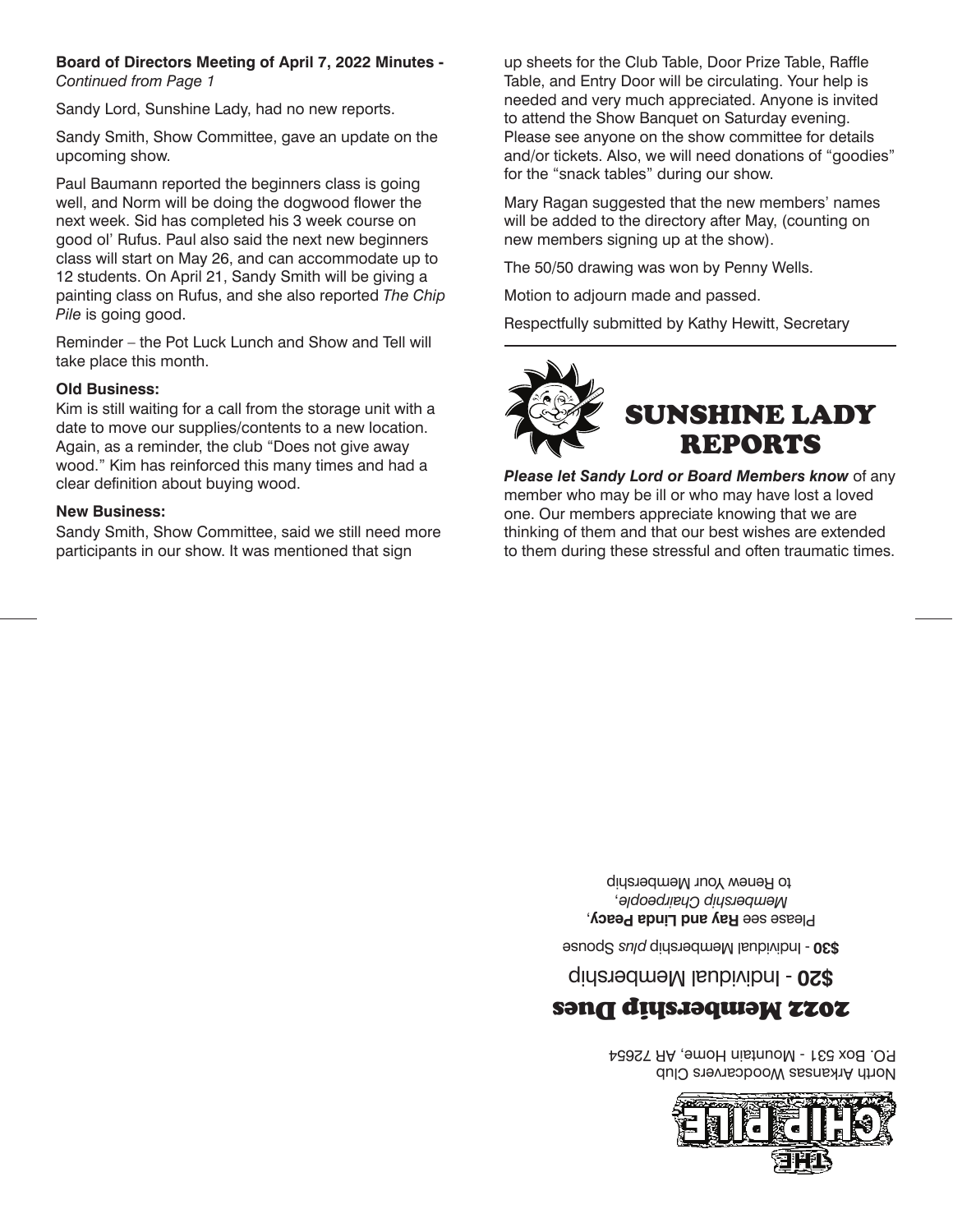**Board of Directors Meeting of April 7, 2022 Minutes -** *Continued from Page 1*

Sandy Lord, Sunshine Lady, had no new reports.

Sandy Smith, Show Committee, gave an update on the upcoming show.

Paul Baumann reported the beginners class is going well, and Norm will be doing the dogwood flower the next week. Sid has completed his 3 week course on good ol' Rufus. Paul also said the next new beginners class will start on May 26, and can accommodate up to 12 students. On April 21, Sandy Smith will be giving a painting class on Rufus, and she also reported *The Chip Pile* is going good.

Reminder – the Pot Luck Lunch and Show and Tell will take place this month.

**Old Business:**
Kim is still waiting for a call from the storage unit with a date to move our supplies/contents to a new location. Again, as a reminder, the club "Does not give away wood." Kim has reinforced this many times and had a clear definition about buying wood.

**New Business:**
Sandy Smith, Show Committee, said we still need more participants in our show. It was mentioned that sign up sheets for the Club Table, Door Prize Table, Raffle Table, and Entry Door will be circulating. Your help is needed and very much appreciated. Anyone is invited to attend the Show Banquet on Saturday evening. Please see anyone on the show committee for details and/or tickets. Also, we will need donations of "goodies" for the "snack tables" during our show.

Mary Ragan suggested that the new members' names will be added to the directory after May, (counting on new members signing up at the show).

The 50/50 drawing was won by Penny Wells.

Motion to adjourn made and passed.

Respectfully submitted by Kathy Hewitt, Secretary

## SUNSHINE LADY REPORTS

***Please let Sandy Lord or Board Members know*** of any member who may be ill or who may have lost a loved one. Our members appreciate knowing that we are thinking of them and that our best wishes are extended to them during these stressful and often traumatic times.

THE CHIP PILE

North Arkansas Woodcarvers Club
P.O. Box 531 - Mountain Home, AR 72654

## 2022 Membership Dues

**$20** - Individual Membership

**$30** - Individual Membership *plus* Spouse

Please see **Ray and Linda Peacy**, *Membership Chairpeople*, to Renew Your Membership